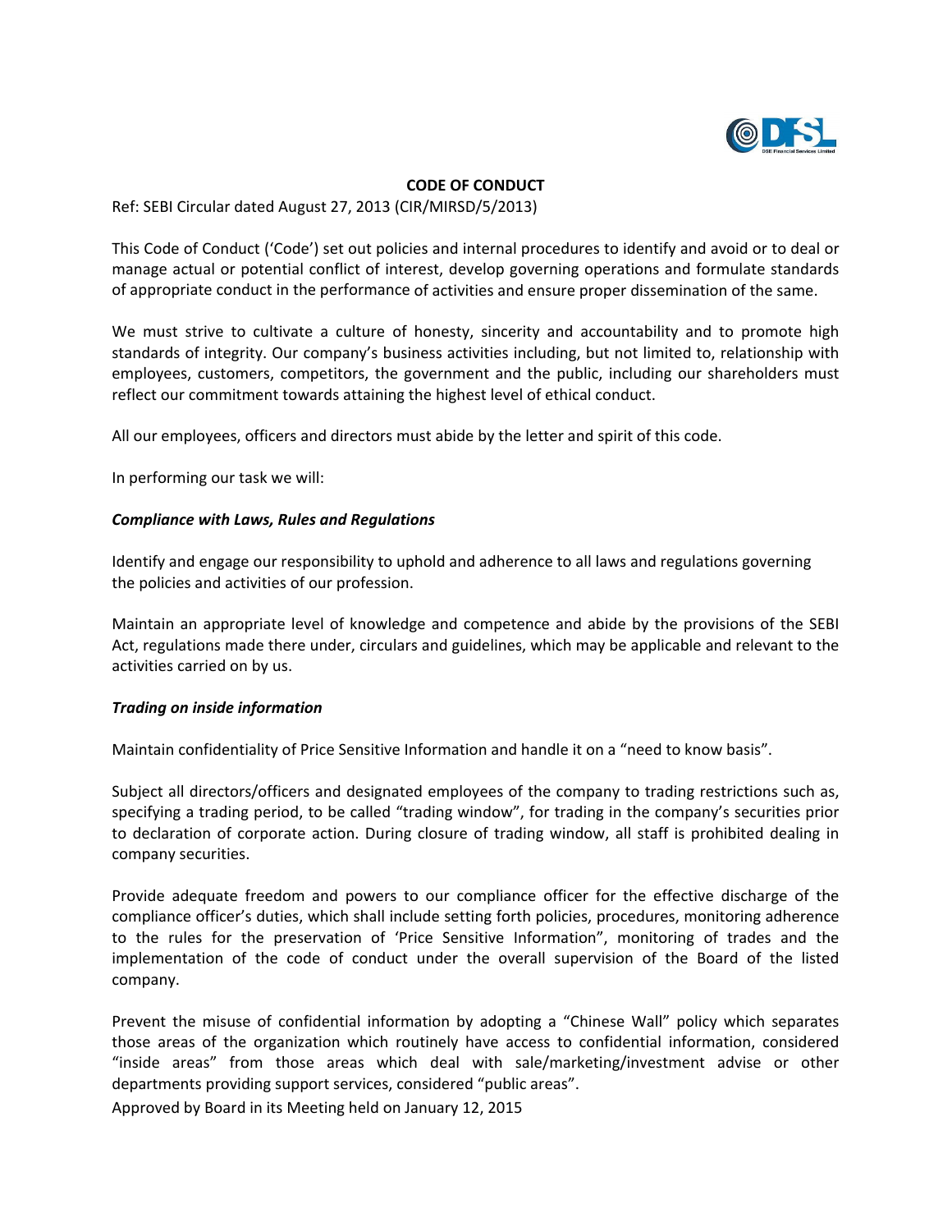# CODE OF CONDUCT

Ref: SEBI Circular dated August 27, 2013 (CIR/MIRSD/5/2013)

This Code of Conduct ('Code') set out policies and internal procedures to identify and avoid or to deal or manage actual or potential conflict of interest, develop governing operations and formulate standards of appropriate conduct in the performance of activities and ensure proper dissemination of the same.

We must strive to cultivate a culture of honesty, sincerity and accountability and to promote high standards of integrity. Our company's business activities including, but not limited to, relationship with employees, customers, competitors, the government and the public, including our shareholders must reflect our commitment towards attaining the highest level of ethical conduct.

All our employees, officers and directors must abide by the letter and spirit of this code.

In performing our task we will:

***Compliance with Laws, Rules and Regulations***

Identify and engage our responsibility to uphold and adherence to all laws and regulations governing the policies and activities of our profession.

Maintain an appropriate level of knowledge and competence and abide by the provisions of the SEBI Act, regulations made there under, circulars and guidelines, which may be applicable and relevant to the activities carried on by us.

***Trading on inside information***

Maintain confidentiality of Price Sensitive Information and handle it on a "need to know basis".

Subject all directors/officers and designated employees of the company to trading restrictions such as, specifying a trading period, to be called "trading window", for trading in the company's securities prior to declaration of corporate action. During closure of trading window, all staff is prohibited dealing in company securities.

Provide adequate freedom and powers to our compliance officer for the effective discharge of the compliance officer's duties, which shall include setting forth policies, procedures, monitoring adherence to the rules for the preservation of 'Price Sensitive Information", monitoring of trades and the implementation of the code of conduct under the overall supervision of the Board of the listed company.

Prevent the misuse of confidential information by adopting a "Chinese Wall" policy which separates those areas of the organization which routinely have access to confidential information, considered "inside areas" from those areas which deal with sale/marketing/investment advise or other departments providing support services, considered "public areas".

Approved by Board in its Meeting held on January 12, 2015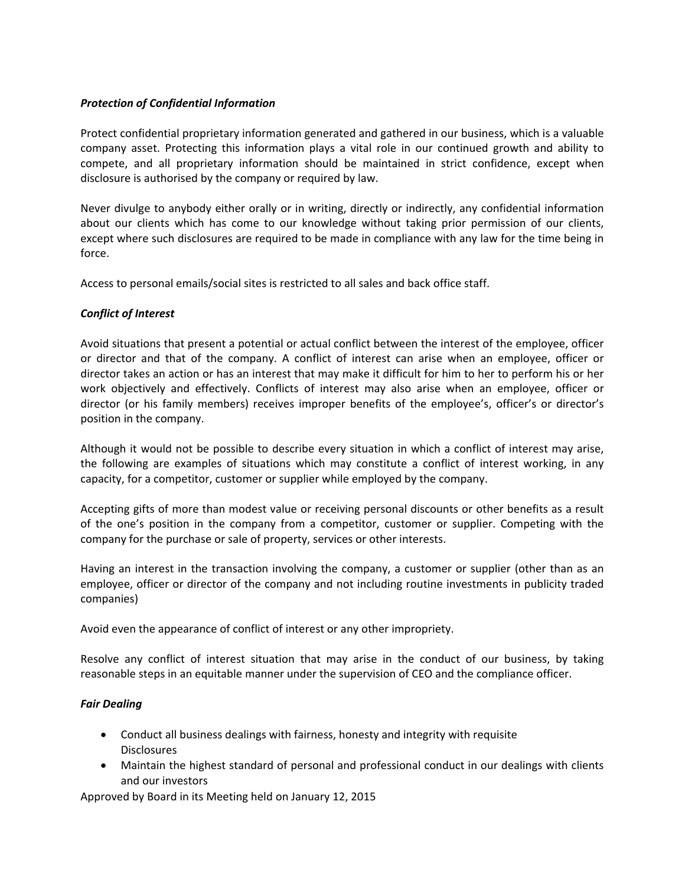***Protection of Confidential Information***

Protect confidential proprietary information generated and gathered in our business, which is a valuable company asset. Protecting this information plays a vital role in our continued growth and ability to compete, and all proprietary information should be maintained in strict confidence, except when disclosure is authorised by the company or required by law.

Never divulge to anybody either orally or in writing, directly or indirectly, any confidential information about our clients which has come to our knowledge without taking prior permission of our clients, except where such disclosures are required to be made in compliance with any law for the time being in force.

Access to personal emails/social sites is restricted to all sales and back office staff.

***Conflict of Interest***

Avoid situations that present a potential or actual conflict between the interest of the employee, officer or director and that of the company. A conflict of interest can arise when an employee, officer or director takes an action or has an interest that may make it difficult for him to her to perform his or her work objectively and effectively. Conflicts of interest may also arise when an employee, officer or director (or his family members) receives improper benefits of the employee's, officer's or director's position in the company.

Although it would not be possible to describe every situation in which a conflict of interest may arise, the following are examples of situations which may constitute a conflict of interest working, in any capacity, for a competitor, customer or supplier while employed by the company.

Accepting gifts of more than modest value or receiving personal discounts or other benefits as a result of the one's position in the company from a competitor, customer or supplier. Competing with the company for the purchase or sale of property, services or other interests.

Having an interest in the transaction involving the company, a customer or supplier (other than as an employee, officer or director of the company and not including routine investments in publicity traded companies)

Avoid even the appearance of conflict of interest or any other impropriety.

Resolve any conflict of interest situation that may arise in the conduct of our business, by taking reasonable steps in an equitable manner under the supervision of CEO and the compliance officer.

***Fair Dealing***

- Conduct all business dealings with fairness, honesty and integrity with requisite Disclosures
- Maintain the highest standard of personal and professional conduct in our dealings with clients and our investors

Approved by Board in its Meeting held on January 12, 2015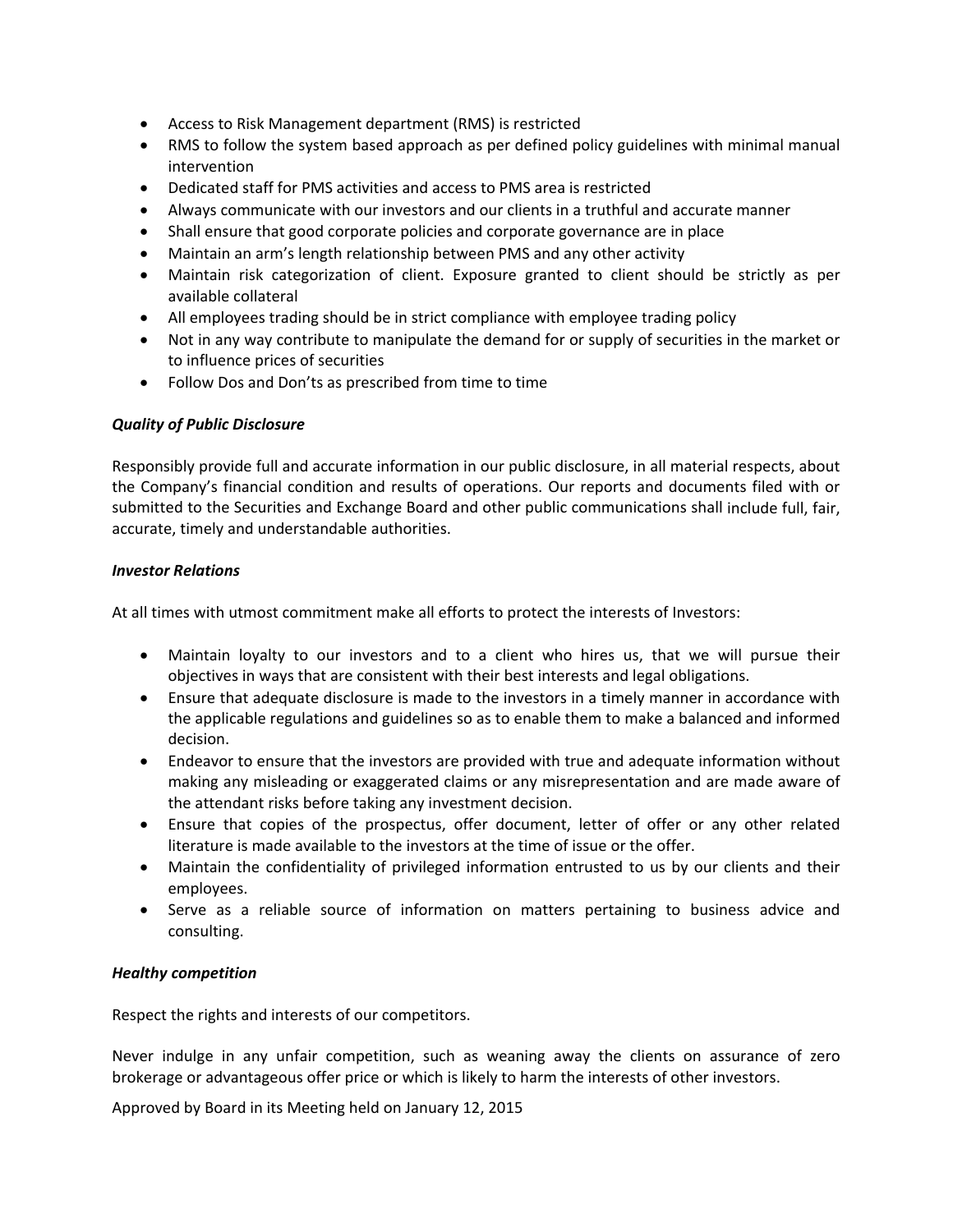- Access to Risk Management department (RMS) is restricted
- RMS to follow the system based approach as per defined policy guidelines with minimal manual intervention
- Dedicated staff for PMS activities and access to PMS area is restricted
- Always communicate with our investors and our clients in a truthful and accurate manner
- Shall ensure that good corporate policies and corporate governance are in place
- Maintain an arm's length relationship between PMS and any other activity
- Maintain risk categorization of client. Exposure granted to client should be strictly as per available collateral
- All employees trading should be in strict compliance with employee trading policy
- Not in any way contribute to manipulate the demand for or supply of securities in the market or to influence prices of securities
- Follow Dos and Don'ts as prescribed from time to time

***Quality of Public Disclosure***

Responsibly provide full and accurate information in our public disclosure, in all material respects, about the Company's financial condition and results of operations. Our reports and documents filed with or submitted to the Securities and Exchange Board and other public communications shall include full, fair, accurate, timely and understandable authorities.

***Investor Relations***

At all times with utmost commitment make all efforts to protect the interests of Investors:

- Maintain loyalty to our investors and to a client who hires us, that we will pursue their objectives in ways that are consistent with their best interests and legal obligations.
- Ensure that adequate disclosure is made to the investors in a timely manner in accordance with the applicable regulations and guidelines so as to enable them to make a balanced and informed decision.
- Endeavor to ensure that the investors are provided with true and adequate information without making any misleading or exaggerated claims or any misrepresentation and are made aware of the attendant risks before taking any investment decision.
- Ensure that copies of the prospectus, offer document, letter of offer or any other related literature is made available to the investors at the time of issue or the offer.
- Maintain the confidentiality of privileged information entrusted to us by our clients and their employees.
- Serve as a reliable source of information on matters pertaining to business advice and consulting.

***Healthy competition***

Respect the rights and interests of our competitors.

Never indulge in any unfair competition, such as weaning away the clients on assurance of zero brokerage or advantageous offer price or which is likely to harm the interests of other investors.

Approved by Board in its Meeting held on January 12, 2015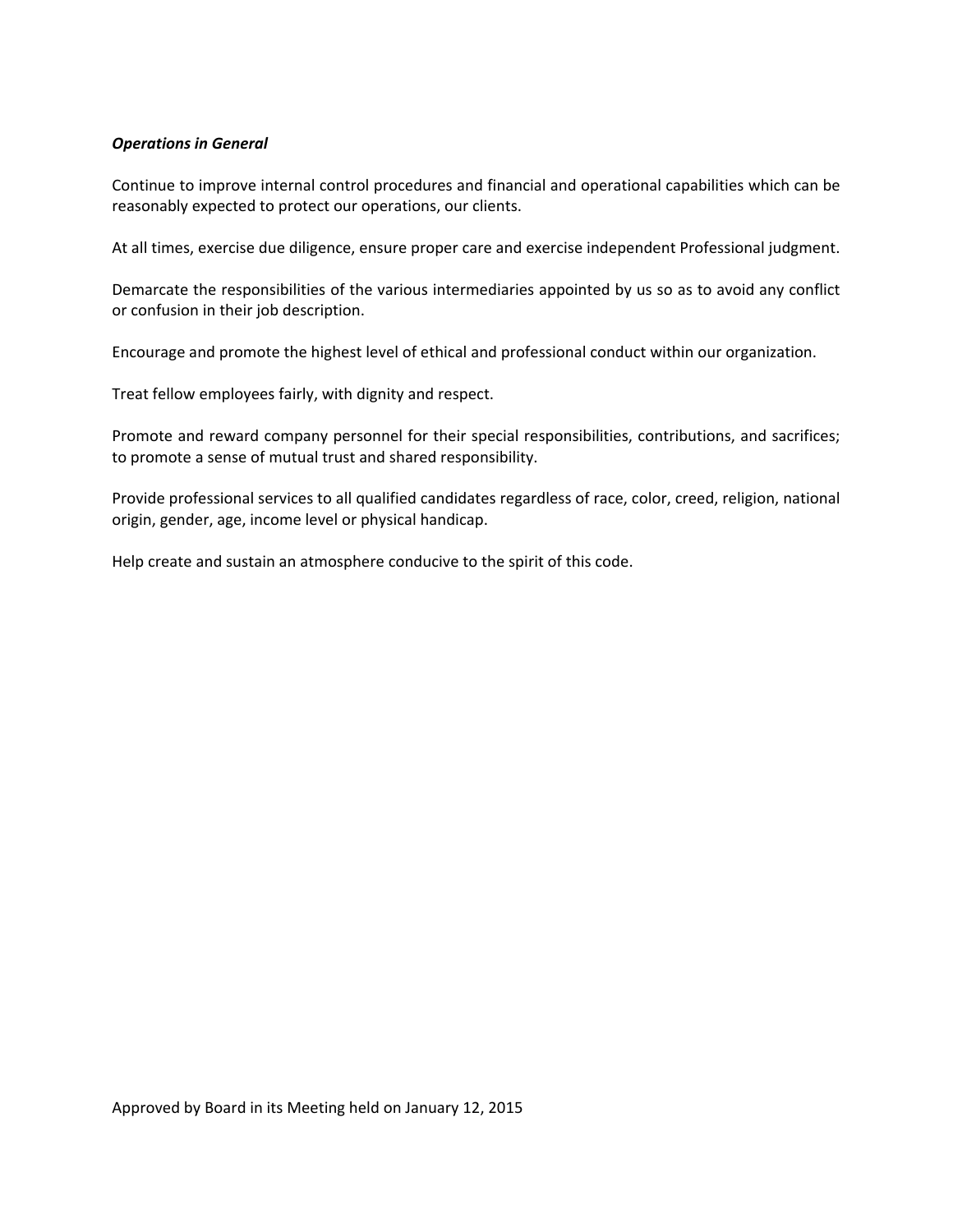***Operations in General***

Continue to improve internal control procedures and financial and operational capabilities which can be reasonably expected to protect our operations, our clients.

At all times, exercise due diligence, ensure proper care and exercise independent Professional judgment.

Demarcate the responsibilities of the various intermediaries appointed by us so as to avoid any conflict or confusion in their job description.

Encourage and promote the highest level of ethical and professional conduct within our organization.

Treat fellow employees fairly, with dignity and respect.

Promote and reward company personnel for their special responsibilities, contributions, and sacrifices; to promote a sense of mutual trust and shared responsibility.

Provide professional services to all qualified candidates regardless of race, color, creed, religion, national origin, gender, age, income level or physical handicap.

Help create and sustain an atmosphere conducive to the spirit of this code.

Approved by Board in its Meeting held on January 12, 2015